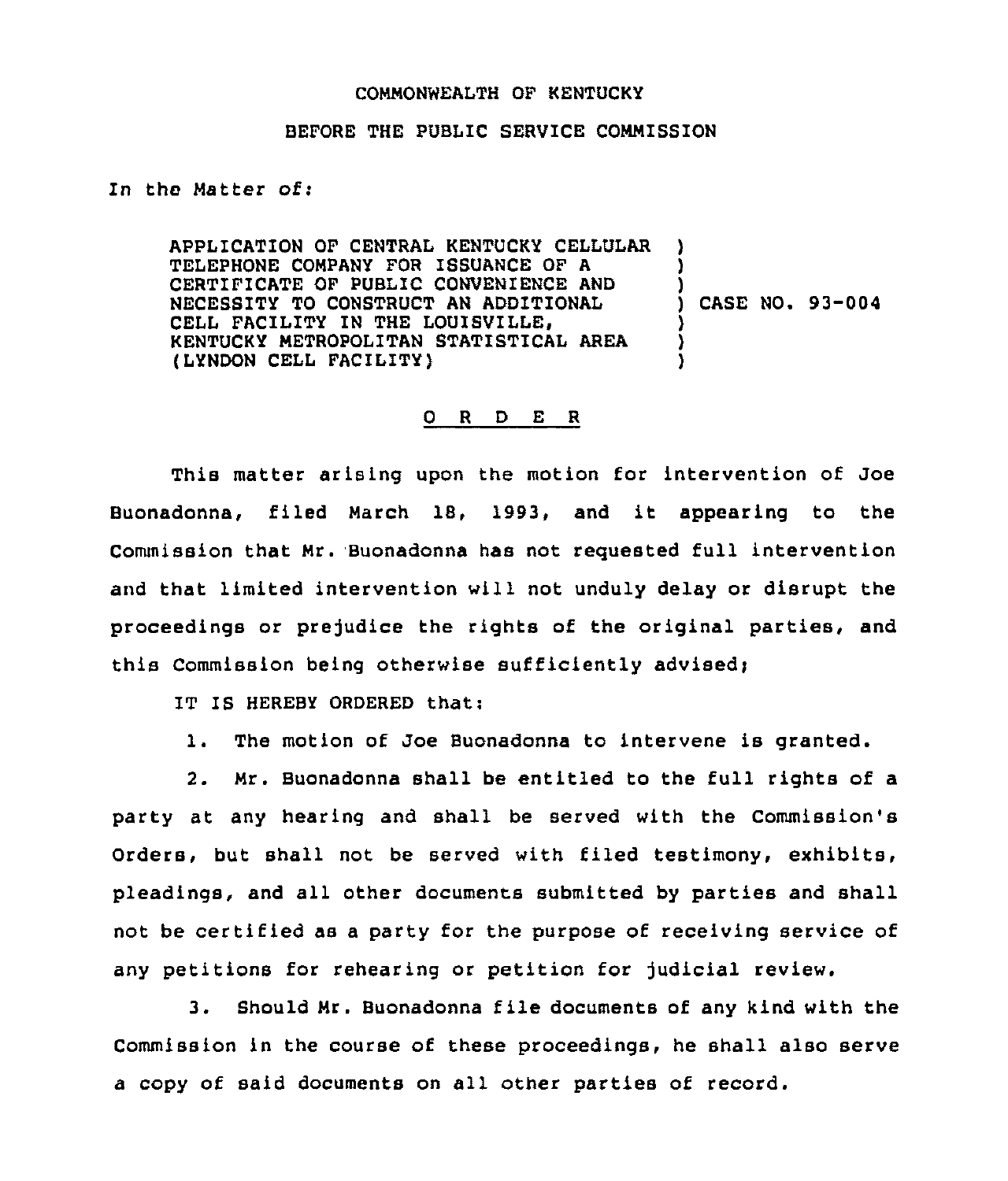COMMONWEALTH OF KENTUCKY

BEFORE THE PUBLIC SERVICE COMMISSION

In the Matter of:

APPLICATION OF CENTRAL KENTUCKY CELLULAR TELEPHONE COMPANY FOR ISSUANCE OF A CERTIFICATE OF PUBLIC CONVENIENCE AND NECESSITY TO CONSTRUCT AN ADDITIONAL CELL FACILITY IN THE LOUISVILLE, KENTUCKY METROPOLITAN STATISTICAL AREA (LYNDON CELL FACILITY) ) CASE NO. 93-004

O R D E R

This matter arising upon the motion for intervention of Joe Buonadonna, filed March 18, 1993, and it appearing to the Commission that Mr. Buonadonna has not requested full intervention and that limited intervention will not unduly delay or disrupt the proceedings or prejudice the rights of the original parties, and this Commission being otherwise sufficiently advised;

IT IS HEREBY ORDERED that:

1. The motion of Joe Buonadonna to intervene is granted.

2. Mr. Buonadonna shall be entitled to the full rights of a party at any hearing and shall be served with the Commission's Orders, but shall not be served with filed testimony, exhibits, pleadings, and all other documents submitted by parties and shall not be certified as a party for the purpose of receiving service of any petitions for rehearing or petition for judicial review.

3. Should Mr. Buonadonna file documents of any kind with the Commission in the course of these proceedings, he shall also serve a copy of said documents on all other parties of record.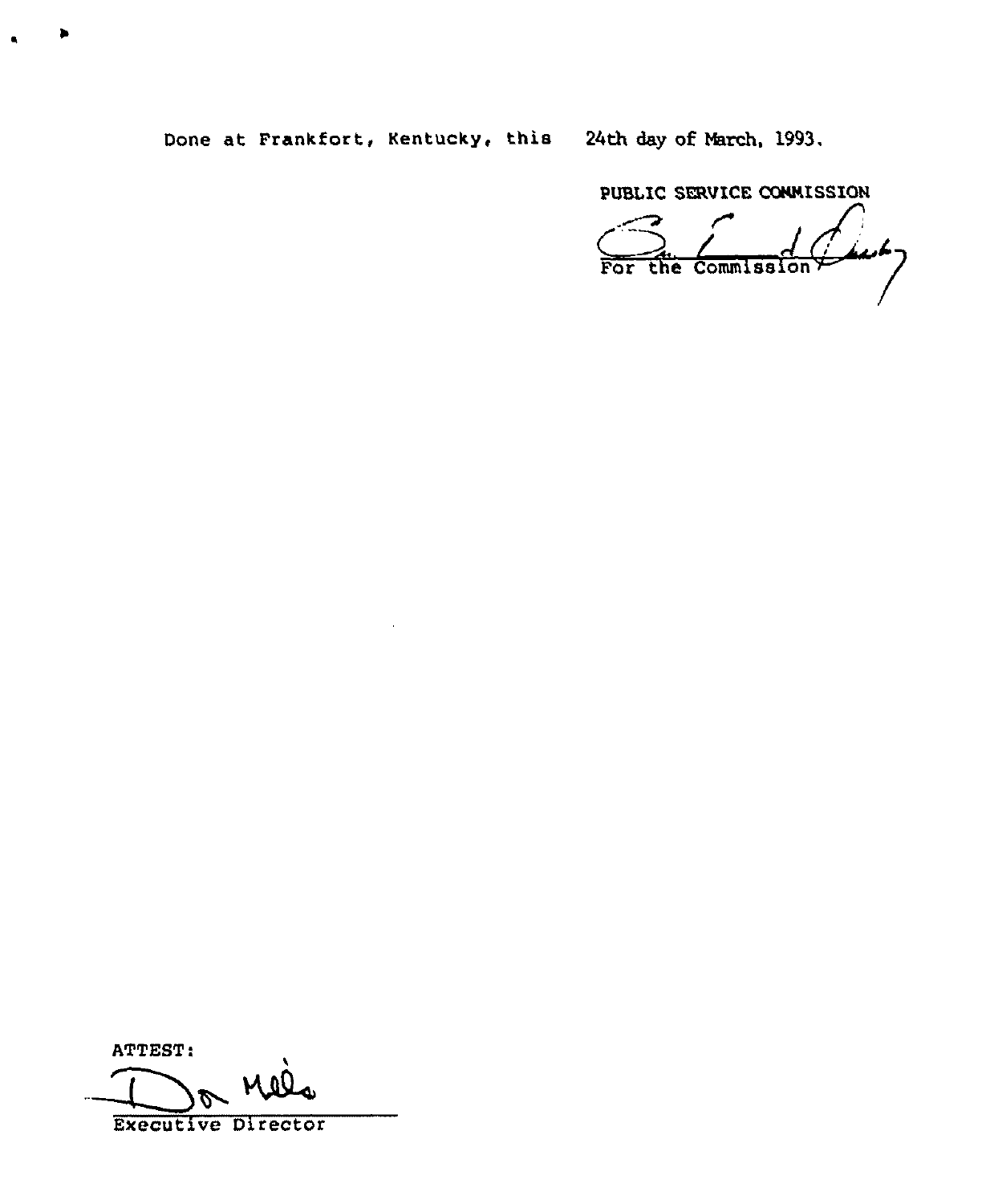Done at Frankfort, Kentucky, this 24th day of March, 1993.

PUBLIC SERVICE COMMISSION

For the Commission

ATTEST:

Executive Director